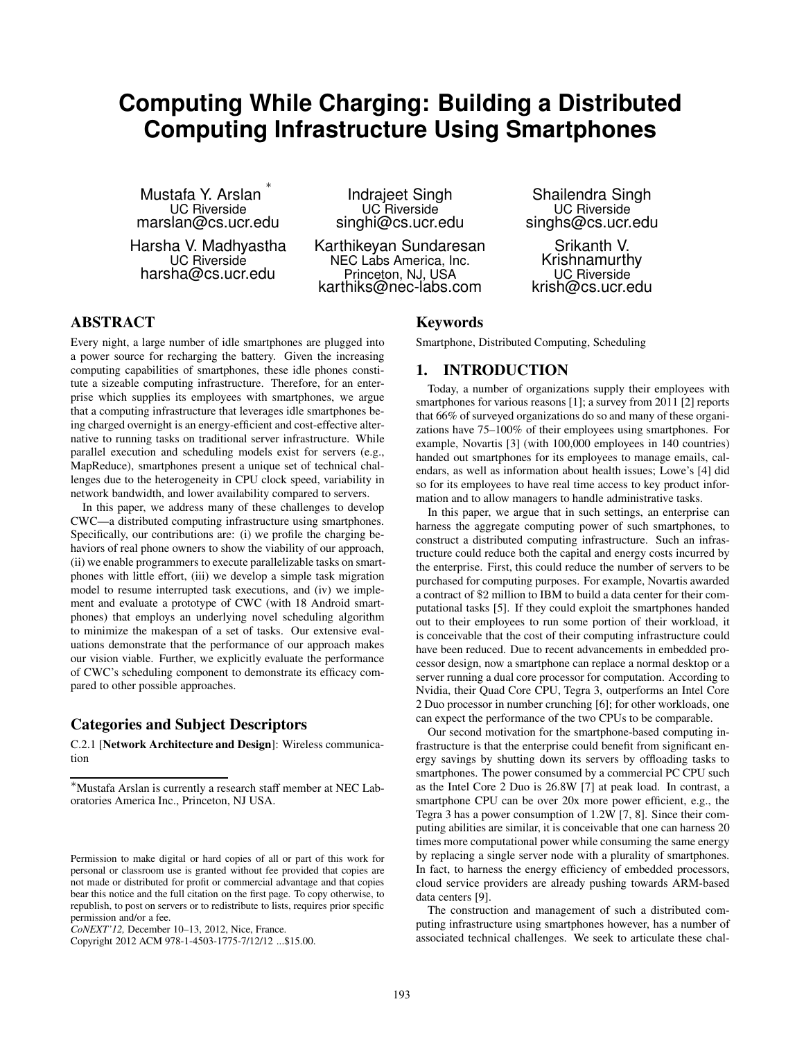# Computing While Charging: Building a Distributed Computing Infrastructure Using Smartphones

Mustafa Y. Arslan [*]
UC Riverside
marslan@cs.ucr.edu

Indrajeet Singh
UC Riverside
singhi@cs.ucr.edu

Shailendra Singh
UC Riverside
singhs@cs.ucr.edu

Harsha V. Madhyastha
UC Riverside
harsha@cs.ucr.edu

Karthikeyan Sundaresan
NEC Labs America, Inc.
Princeton, NJ, USA
karthiks@nec-labs.com

Srikanth V. Krishnamurthy
UC Riverside
krish@cs.ucr.edu

## ABSTRACT

Every night, a large number of idle smartphones are plugged into a power source for recharging the battery. Given the increasing computing capabilities of smartphones, these idle phones constitute a sizeable computing infrastructure. Therefore, for an enterprise which supplies its employees with smartphones, we argue that a computing infrastructure that leverages idle smartphones being charged overnight is an energy-efficient and cost-effective alternative to running tasks on traditional server infrastructure. While parallel execution and scheduling models exist for servers (e.g., MapReduce), smartphones present a unique set of technical challenges due to the heterogeneity in CPU clock speed, variability in network bandwidth, and lower availability compared to servers.

In this paper, we address many of these challenges to develop CWC—a distributed computing infrastructure using smartphones. Specifically, our contributions are: (i) we profile the charging behaviors of real phone owners to show the viability of our approach, (ii) we enable programmers to execute parallelizable tasks on smartphones with little effort, (iii) we develop a simple task migration model to resume interrupted task executions, and (iv) we implement and evaluate a prototype of CWC (with 18 Android smartphones) that employs an underlying novel scheduling algorithm to minimize the makespan of a set of tasks. Our extensive evaluations demonstrate that the performance of our approach makes our vision viable. Further, we explicitly evaluate the performance of CWC's scheduling component to demonstrate its efficacy compared to other possible approaches.

## Categories and Subject Descriptors

C.2.1 [**Network Architecture and Design**]: Wireless communication

[*]Mustafa Arslan is currently a research staff member at NEC Laboratories America Inc., Princeton, NJ USA.

Permission to make digital or hard copies of all or part of this work for personal or classroom use is granted without fee provided that copies are not made or distributed for profit or commercial advantage and that copies bear this notice and the full citation on the first page. To copy otherwise, to republish, to post on servers or to redistribute to lists, requires prior specific permission and/or a fee.
*CoNEXT'12,* December 10–13, 2012, Nice, France.
Copyright 2012 ACM 978-1-4503-1775-7/12/12 ...$15.00.

## Keywords

Smartphone, Distributed Computing, Scheduling

## 1. INTRODUCTION

Today, a number of organizations supply their employees with smartphones for various reasons [1]; a survey from 2011 [2] reports that 66% of surveyed organizations do so and many of these organizations have 75–100% of their employees using smartphones. For example, Novartis [3] (with 100,000 employees in 140 countries) handed out smartphones for its employees to manage emails, calendars, as well as information about health issues; Lowe's [4] did so for its employees to have real time access to key product information and to allow managers to handle administrative tasks.

In this paper, we argue that in such settings, an enterprise can harness the aggregate computing power of such smartphones, to construct a distributed computing infrastructure. Such an infrastructure could reduce both the capital and energy costs incurred by the enterprise. First, this could reduce the number of servers to be purchased for computing purposes. For example, Novartis awarded a contract of $2 million to IBM to build a data center for their computational tasks [5]. If they could exploit the smartphones handed out to their employees to run some portion of their workload, it is conceivable that the cost of their computing infrastructure could have been reduced. Due to recent advancements in embedded processor design, now a smartphone can replace a normal desktop or a server running a dual core processor for computation. According to Nvidia, their Quad Core CPU, Tegra 3, outperforms an Intel Core 2 Duo processor in number crunching [6]; for other workloads, one can expect the performance of the two CPUs to be comparable.

Our second motivation for the smartphone-based computing infrastructure is that the enterprise could benefit from significant energy savings by shutting down its servers by offloading tasks to smartphones. The power consumed by a commercial PC CPU such as the Intel Core 2 Duo is 26.8W [7] at peak load. In contrast, a smartphone CPU can be over 20x more power efficient, e.g., the Tegra 3 has a power consumption of 1.2W [7, 8]. Since their computing abilities are similar, it is conceivable that one can harness 20 times more computational power while consuming the same energy by replacing a single server node with a plurality of smartphones. In fact, to harness the energy efficiency of embedded processors, cloud service providers are already pushing towards ARM-based data centers [9].

The construction and management of such a distributed computing infrastructure using smartphones however, has a number of associated technical challenges. We seek to articulate these chal-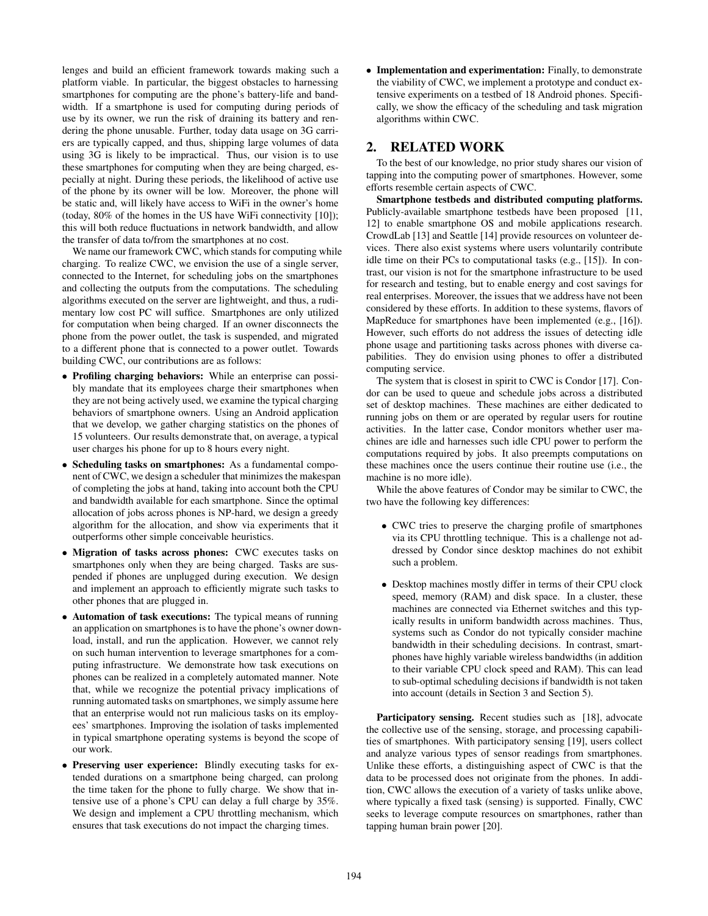lenges and build an efficient framework towards making such a platform viable. In particular, the biggest obstacles to harnessing smartphones for computing are the phone's battery-life and bandwidth. If a smartphone is used for computing during periods of use by its owner, we run the risk of draining its battery and rendering the phone unusable. Further, today data usage on 3G carriers are typically capped, and thus, shipping large volumes of data using 3G is likely to be impractical. Thus, our vision is to use these smartphones for computing when they are being charged, especially at night. During these periods, the likelihood of active use of the phone by its owner will be low. Moreover, the phone will be static and, will likely have access to WiFi in the owner's home (today, 80% of the homes in the US have WiFi connectivity [10]); this will both reduce fluctuations in network bandwidth, and allow the transfer of data to/from the smartphones at no cost.

We name our framework CWC, which stands for computing while charging. To realize CWC, we envision the use of a single server, connected to the Internet, for scheduling jobs on the smartphones and collecting the outputs from the computations. The scheduling algorithms executed on the server are lightweight, and thus, a rudimentary low cost PC will suffice. Smartphones are only utilized for computation when being charged. If an owner disconnects the phone from the power outlet, the task is suspended, and migrated to a different phone that is connected to a power outlet. Towards building CWC, our contributions are as follows:

- **Profiling charging behaviors:** While an enterprise can possibly mandate that its employees charge their smartphones when they are not being actively used, we examine the typical charging behaviors of smartphone owners. Using an Android application that we develop, we gather charging statistics on the phones of 15 volunteers. Our results demonstrate that, on average, a typical user charges his phone for up to 8 hours every night.
- **Scheduling tasks on smartphones:** As a fundamental component of CWC, we design a scheduler that minimizes the makespan of completing the jobs at hand, taking into account both the CPU and bandwidth available for each smartphone. Since the optimal allocation of jobs across phones is NP-hard, we design a greedy algorithm for the allocation, and show via experiments that it outperforms other simple conceivable heuristics.
- **Migration of tasks across phones:** CWC executes tasks on smartphones only when they are being charged. Tasks are suspended if phones are unplugged during execution. We design and implement an approach to efficiently migrate such tasks to other phones that are plugged in.
- **Automation of task executions:** The typical means of running an application on smartphones is to have the phone's owner download, install, and run the application. However, we cannot rely on such human intervention to leverage smartphones for a computing infrastructure. We demonstrate how task executions on phones can be realized in a completely automated manner. Note that, while we recognize the potential privacy implications of running automated tasks on smartphones, we simply assume here that an enterprise would not run malicious tasks on its employees' smartphones. Improving the isolation of tasks implemented in typical smartphone operating systems is beyond the scope of our work.
- **Preserving user experience:** Blindly executing tasks for extended durations on a smartphone being charged, can prolong the time taken for the phone to fully charge. We show that intensive use of a phone's CPU can delay a full charge by 35%. We design and implement a CPU throttling mechanism, which ensures that task executions do not impact the charging times.
- **Implementation and experimentation:** Finally, to demonstrate the viability of CWC, we implement a prototype and conduct extensive experiments on a testbed of 18 Android phones. Specifically, we show the efficacy of the scheduling and task migration algorithms within CWC.

## 2. RELATED WORK

To the best of our knowledge, no prior study shares our vision of tapping into the computing power of smartphones. However, some efforts resemble certain aspects of CWC.

**Smartphone testbeds and distributed computing platforms.** Publicly-available smartphone testbeds have been proposed [11, 12] to enable smartphone OS and mobile applications research. CrowdLab [13] and Seattle [14] provide resources on volunteer devices. There also exist systems where users voluntarily contribute idle time on their PCs to computational tasks (e.g., [15]). In contrast, our vision is not for the smartphone infrastructure to be used for research and testing, but to enable energy and cost savings for real enterprises. Moreover, the issues that we address have not been considered by these efforts. In addition to these systems, flavors of MapReduce for smartphones have been implemented (e.g., [16]). However, such efforts do not address the issues of detecting idle phone usage and partitioning tasks across phones with diverse capabilities. They do envision using phones to offer a distributed computing service.

The system that is closest in spirit to CWC is Condor [17]. Condor can be used to queue and schedule jobs across a distributed set of desktop machines. These machines are either dedicated to running jobs on them or are operated by regular users for routine activities. In the latter case, Condor monitors whether user machines are idle and harnesses such idle CPU power to perform the computations required by jobs. It also preempts computations on these machines once the users continue their routine use (i.e., the machine is no more idle).

While the above features of Condor may be similar to CWC, the two have the following key differences:

- CWC tries to preserve the charging profile of smartphones via its CPU throttling technique. This is a challenge not addressed by Condor since desktop machines do not exhibit such a problem.
- Desktop machines mostly differ in terms of their CPU clock speed, memory (RAM) and disk space. In a cluster, these machines are connected via Ethernet switches and this typically results in uniform bandwidth across machines. Thus, systems such as Condor do not typically consider machine bandwidth in their scheduling decisions. In contrast, smartphones have highly variable wireless bandwidths (in addition to their variable CPU clock speed and RAM). This can lead to sub-optimal scheduling decisions if bandwidth is not taken into account (details in Section 3 and Section 5).

**Participatory sensing.** Recent studies such as [18], advocate the collective use of the sensing, storage, and processing capabilities of smartphones. With participatory sensing [19], users collect and analyze various types of sensor readings from smartphones. Unlike these efforts, a distinguishing aspect of CWC is that the data to be processed does not originate from the phones. In addition, CWC allows the execution of a variety of tasks unlike above, where typically a fixed task (sensing) is supported. Finally, CWC seeks to leverage compute resources on smartphones, rather than tapping human brain power [20].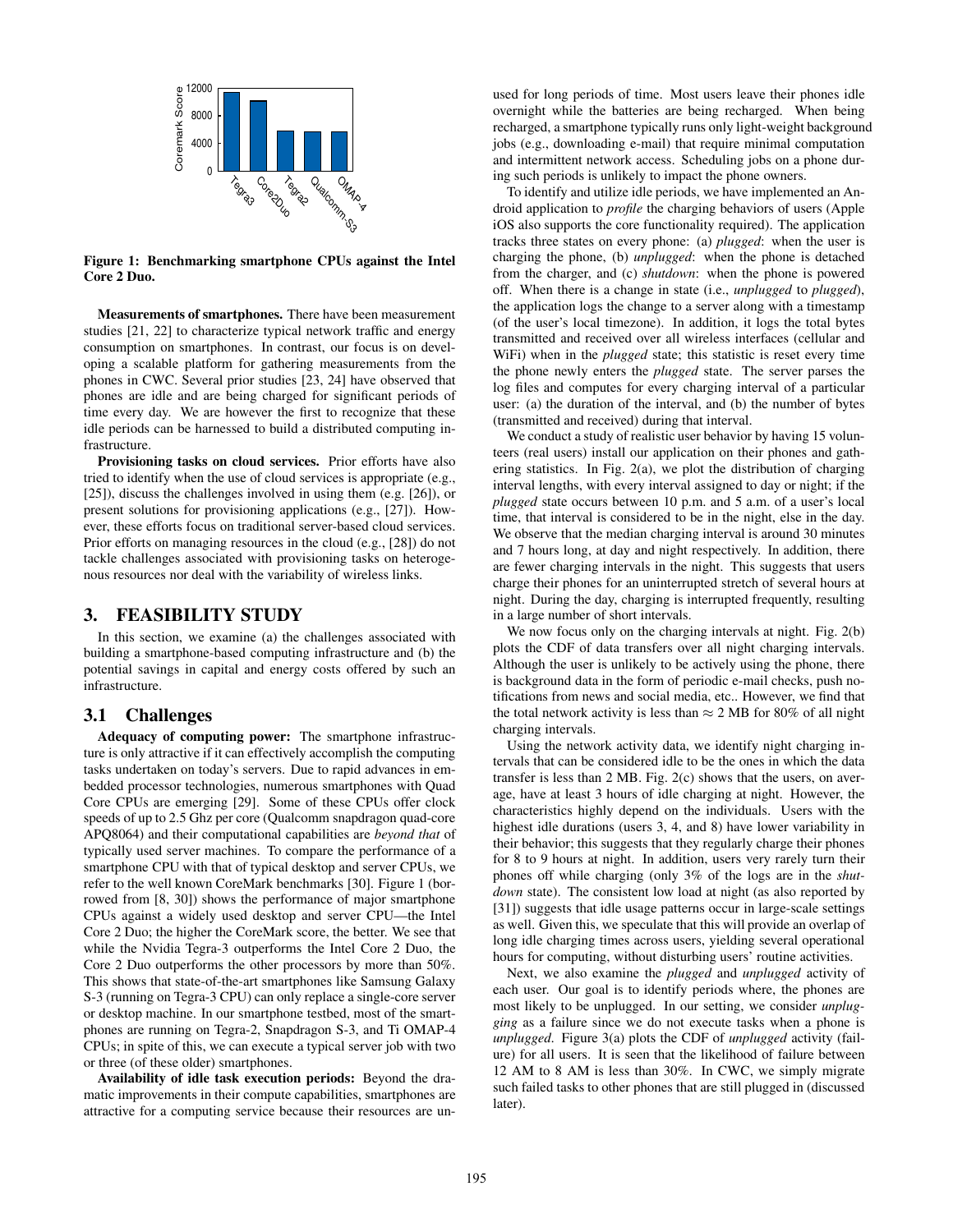Figure 1: Benchmarking smartphone CPUs against the Intel Core 2 Duo.

**Measurements of smartphones.** There have been measurement studies [21, 22] to characterize typical network traffic and energy consumption on smartphones. In contrast, our focus is on developing a scalable platform for gathering measurements from the phones in CWC. Several prior studies [23, 24] have observed that phones are idle and are being charged for significant periods of time every day. We are however the first to recognize that these idle periods can be harnessed to build a distributed computing infrastructure.

**Provisioning tasks on cloud services.** Prior efforts have also tried to identify when the use of cloud services is appropriate (e.g., [25]), discuss the challenges involved in using them (e.g. [26]), or present solutions for provisioning applications (e.g., [27]). However, these efforts focus on traditional server-based cloud services. Prior efforts on managing resources in the cloud (e.g., [28]) do not tackle challenges associated with provisioning tasks on heterogeneous resources nor deal with the variability of wireless links.

# 3. FEASIBILITY STUDY

In this section, we examine (a) the challenges associated with building a smartphone-based computing infrastructure and (b) the potential savings in capital and energy costs offered by such an infrastructure.

## 3.1 Challenges

**Adequacy of computing power:** The smartphone infrastructure is only attractive if it can effectively accomplish the computing tasks undertaken on today's servers. Due to rapid advances in embedded processor technologies, numerous smartphones with Quad Core CPUs are emerging [29]. Some of these CPUs offer clock speeds of up to 2.5 Ghz per core (Qualcomm snapdragon quad-core APQ8064) and their computational capabilities are *beyond that* of typically used server machines. To compare the performance of a smartphone CPU with that of typical desktop and server CPUs, we refer to the well known CoreMark benchmarks [30]. Figure 1 (borrowed from [8, 30]) shows the performance of major smartphone CPUs against a widely used desktop and server CPU—the Intel Core 2 Duo; the higher the CoreMark score, the better. We see that while the Nvidia Tegra-3 outperforms the Intel Core 2 Duo, the Core 2 Duo outperforms the other processors by more than 50%. This shows that state-of-the-art smartphones like Samsung Galaxy S-3 (running on Tegra-3 CPU) can only replace a single-core server or desktop machine. In our smartphone testbed, most of the smartphones are running on Tegra-2, Snapdragon S-3, and Ti OMAP-4 CPUs; in spite of this, we can execute a typical server job with two or three (of these older) smartphones.

**Availability of idle task execution periods:** Beyond the dramatic improvements in their compute capabilities, smartphones are attractive for a computing service because their resources are unused for long periods of time. Most users leave their phones idle overnight while the batteries are being recharged. When being recharged, a smartphone typically runs only light-weight background jobs (e.g., downloading e-mail) that require minimal computation and intermittent network access. Scheduling jobs on a phone during such periods is unlikely to impact the phone owners.

To identify and utilize idle periods, we have implemented an Android application to *profile* the charging behaviors of users (Apple iOS also supports the core functionality required). The application tracks three states on every phone: (a) *plugged*: when the user is charging the phone, (b) *unplugged*: when the phone is detached from the charger, and (c) *shutdown*: when the phone is powered off. When there is a change in state (i.e., *unplugged* to *plugged*), the application logs the change to a server along with a timestamp (of the user's local timezone). In addition, it logs the total bytes transmitted and received over all wireless interfaces (cellular and WiFi) when in the *plugged* state; this statistic is reset every time the phone newly enters the *plugged* state. The server parses the log files and computes for every charging interval of a particular user: (a) the duration of the interval, and (b) the number of bytes (transmitted and received) during that interval.

We conduct a study of realistic user behavior by having 15 volunteers (real users) install our application on their phones and gathering statistics. In Fig. 2(a), we plot the distribution of charging interval lengths, with every interval assigned to day or night; if the *plugged* state occurs between 10 p.m. and 5 a.m. of a user's local time, that interval is considered to be in the night, else in the day. We observe that the median charging interval is around 30 minutes and 7 hours long, at day and night respectively. In addition, there are fewer charging intervals in the night. This suggests that users charge their phones for an uninterrupted stretch of several hours at night. During the day, charging is interrupted frequently, resulting in a large number of short intervals.

We now focus only on the charging intervals at night. Fig. 2(b) plots the CDF of data transfers over all night charging intervals. Although the user is unlikely to be actively using the phone, there is background data in the form of periodic e-mail checks, push notifications from news and social media, etc.. However, we find that the total network activity is less than $\approx$ 2 MB for 80% of all night charging intervals.

Using the network activity data, we identify night charging intervals that can be considered idle to be the ones in which the data transfer is less than 2 MB. Fig. 2(c) shows that the users, on average, have at least 3 hours of idle charging at night. However, the characteristics highly depend on the individuals. Users with the highest idle durations (users 3, 4, and 8) have lower variability in their behavior; this suggests that they regularly charge their phones for 8 to 9 hours at night. In addition, users very rarely turn their phones off while charging (only 3% of the logs are in the *shutdown* state). The consistent low load at night (as also reported by [31]) suggests that idle usage patterns occur in large-scale settings as well. Given this, we speculate that this will provide an overlap of long idle charging times across users, yielding several operational hours for computing, without disturbing users' routine activities.

Next, we also examine the *plugged* and *unplugged* activity of each user. Our goal is to identify periods where, the phones are most likely to be unplugged. In our setting, we consider *unplugging* as a failure since we do not execute tasks when a phone is *unplugged*. Figure 3(a) plots the CDF of *unplugged* activity (failure) for all users. It is seen that the likelihood of failure between 12 AM to 8 AM is less than 30%. In CWC, we simply migrate such failed tasks to other phones that are still plugged in (discussed later).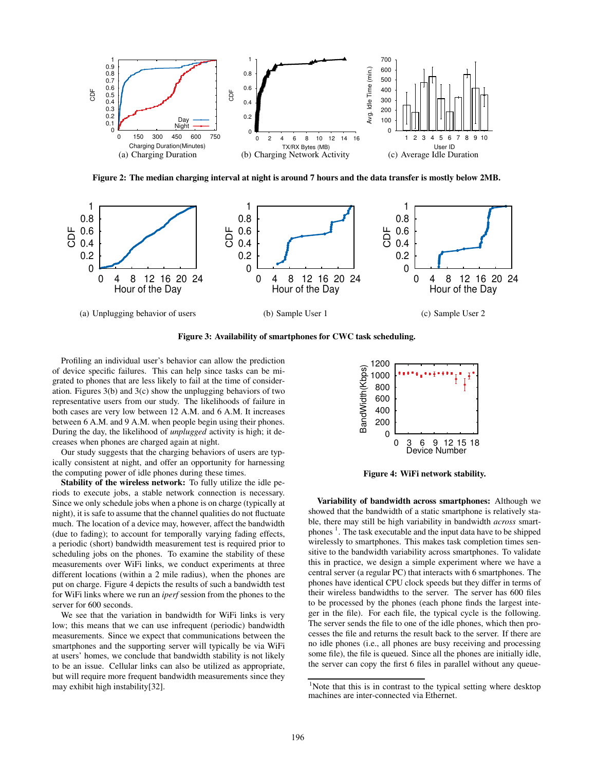(a) Charging Duration (b) Charging Network Activity (c) Average Idle Duration

**Figure 2: The median charging interval at night is around 7 hours and the data transfer is mostly below 2MB.**

(a) Unplugging behavior of users (b) Sample User 1 (c) Sample User 2

**Figure 3: Availability of smartphones for CWC task scheduling.**

Profiling an individual user's behavior can allow the prediction of device specific failures. This can help since tasks can be migrated to phones that are less likely to fail at the time of consideration. Figures 3(b) and 3(c) show the unplugging behaviors of two representative users from our study. The likelihoods of failure in both cases are very low between 12 A.M. and 6 A.M. It increases between 6 A.M. and 9 A.M. when people begin using their phones. During the day, the likelihood of *unplugged* activity is high; it decreases when phones are charged again at night.

Our study suggests that the charging behaviors of users are typically consistent at night, and offer an opportunity for harnessing the computing power of idle phones during these times.

**Stability of the wireless network:** To fully utilize the idle periods to execute jobs, a stable network connection is necessary. Since we only schedule jobs when a phone is on charge (typically at night), it is safe to assume that the channel qualities do not fluctuate much. The location of a device may, however, affect the bandwidth (due to fading); to account for temporally varying fading effects, a periodic (short) bandwidth measurement test is required prior to scheduling jobs on the phones. To examine the stability of these measurements over WiFi links, we conduct experiments at three different locations (within a 2 mile radius), when the phones are put on charge. Figure 4 depicts the results of such a bandwidth test for WiFi links where we run an *iperf* session from the phones to the server for 600 seconds.

We see that the variation in bandwidth for WiFi links is very low; this means that we can use infrequent (periodic) bandwidth measurements. Since we expect that communications between the smartphones and the supporting server will typically be via WiFi at users' homes, we conclude that bandwidth stability is not likely to be an issue. Cellular links can also be utilized as appropriate, but will require more frequent bandwidth measurements since they may exhibit high instability[32].

**Figure 4: WiFi network stability.**

**Variability of bandwidth across smartphones:** Although we showed that the bandwidth of a static smartphone is relatively stable, there may still be high variability in bandwidth *across* smartphones [1]. The task executable and the input data have to be shipped wirelessly to smartphones. This makes task completion times sensitive to the bandwidth variability across smartphones. To validate this in practice, we design a simple experiment where we have a central server (a regular PC) that interacts with 6 smartphones. The phones have identical CPU clock speeds but they differ in terms of their wireless bandwidths to the server. The server has 600 files to be processed by the phones (each phone finds the largest integer in the file). For each file, the typical cycle is the following. The server sends the file to one of the idle phones, which then processes the file and returns the result back to the server. If there are no idle phones (i.e., all phones are busy receiving and processing some file), the file is queued. Since all the phones are initially idle, the server can copy the first 6 files in parallel without any queue-

[1] Note that this is in contrast to the typical setting where desktop machines are inter-connected via Ethernet.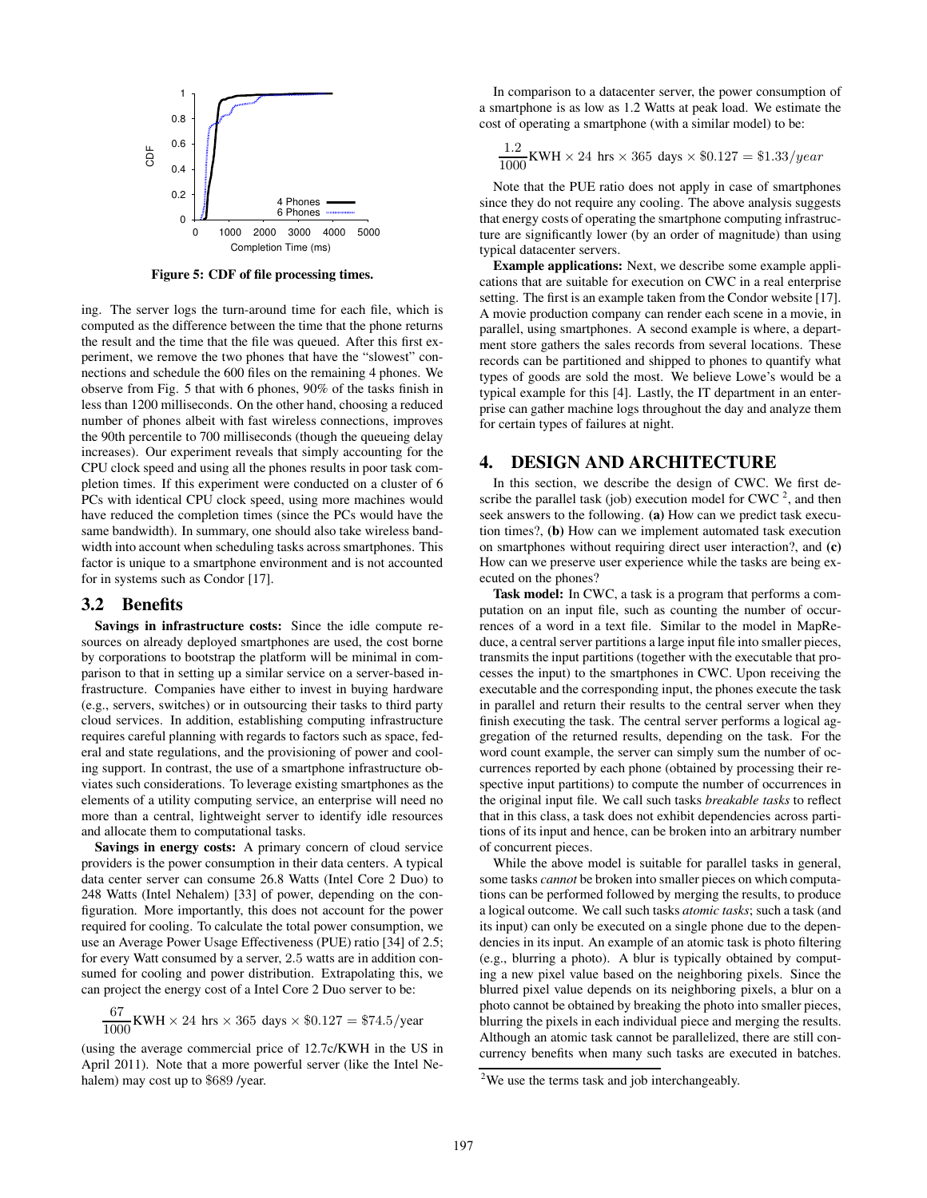Figure 5: CDF of file processing times.

ing. The server logs the turn-around time for each file, which is computed as the difference between the time that the phone returns the result and the time that the file was queued. After this first experiment, we remove the two phones that have the "slowest" connections and schedule the 600 files on the remaining 4 phones. We observe from Fig. 5 that with 6 phones, 90% of the tasks finish in less than 1200 milliseconds. On the other hand, choosing a reduced number of phones albeit with fast wireless connections, improves the 90th percentile to 700 milliseconds (though the queueing delay increases). Our experiment reveals that simply accounting for the CPU clock speed and using all the phones results in poor task completion times. If this experiment were conducted on a cluster of 6 PCs with identical CPU clock speed, using more machines would have reduced the completion times (since the PCs would have the same bandwidth). In summary, one should also take wireless bandwidth into account when scheduling tasks across smartphones. This factor is unique to a smartphone environment and is not accounted for in systems such as Condor [17].

## 3.2 Benefits

**Savings in infrastructure costs:** Since the idle compute resources on already deployed smartphones are used, the cost borne by corporations to bootstrap the platform will be minimal in comparison to that in setting up a similar service on a server-based infrastructure. Companies have either to invest in buying hardware (e.g., servers, switches) or in outsourcing their tasks to third party cloud services. In addition, establishing computing infrastructure requires careful planning with regards to factors such as space, federal and state regulations, and the provisioning of power and cooling support. In contrast, the use of a smartphone infrastructure obviates such considerations. To leverage existing smartphones as the elements of a utility computing service, an enterprise will need no more than a central, lightweight server to identify idle resources and allocate them to computational tasks.

**Savings in energy costs:** A primary concern of cloud service providers is the power consumption in their data centers. A typical data center server can consume 26.8 Watts (Intel Core 2 Duo) to 248 Watts (Intel Nehalem) [33] of power, depending on the configuration. More importantly, this does not account for the power required for cooling. To calculate the total power consumption, we use an Average Power Usage Effectiveness (PUE) ratio [34] of 2.5; for every Watt consumed by a server, 2.5 watts are in addition consumed for cooling and power distribution. Extrapolating this, we can project the energy cost of a Intel Core 2 Duo server to be:

$$\frac{67}{1000}\text{KWH} \times 24 \text{ hrs} \times 365 \text{ days} \times \$0.127 = \$74.5/\text{year}$$

(using the average commercial price of 12.7c/KWH in the US in April 2011). Note that a more powerful server (like the Intel Nehalem) may cost up to \$689 /year.

In comparison to a datacenter server, the power consumption of a smartphone is as low as 1.2 Watts at peak load. We estimate the cost of operating a smartphone (with a similar model) to be:

$$\frac{1.2}{1000}\text{KWH} \times 24 \text{ hrs} \times 365 \text{ days} \times \$0.127 = \$1.33/year$$

Note that the PUE ratio does not apply in case of smartphones since they do not require any cooling. The above analysis suggests that energy costs of operating the smartphone computing infrastructure are significantly lower (by an order of magnitude) than using typical datacenter servers.

**Example applications:** Next, we describe some example applications that are suitable for execution on CWC in a real enterprise setting. The first is an example taken from the Condor website [17]. A movie production company can render each scene in a movie, in parallel, using smartphones. A second example is where, a department store gathers the sales records from several locations. These records can be partitioned and shipped to phones to quantify what types of goods are sold the most. We believe Lowe's would be a typical example for this [4]. Lastly, the IT department in an enterprise can gather machine logs throughout the day and analyze them for certain types of failures at night.

# 4. DESIGN AND ARCHITECTURE

In this section, we describe the design of CWC. We first describe the parallel task (job) execution model for CWC [2], and then seek answers to the following. **(a)** How can we predict task execution times?, **(b)** How can we implement automated task execution on smartphones without requiring direct user interaction?, and **(c)** How can we preserve user experience while the tasks are being executed on the phones?

**Task model:** In CWC, a task is a program that performs a computation on an input file, such as counting the number of occurrences of a word in a text file. Similar to the model in MapReduce, a central server partitions a large input file into smaller pieces, transmits the input partitions (together with the executable that processes the input) to the smartphones in CWC. Upon receiving the executable and the corresponding input, the phones execute the task in parallel and return their results to the central server when they finish executing the task. The central server performs a logical aggregation of the returned results, depending on the task. For the word count example, the server can simply sum the number of occurrences reported by each phone (obtained by processing their respective input partitions) to compute the number of occurrences in the original input file. We call such tasks *breakable tasks* to reflect that in this class, a task does not exhibit dependencies across partitions of its input and hence, can be broken into an arbitrary number of concurrent pieces.

While the above model is suitable for parallel tasks in general, some tasks *cannot* be broken into smaller pieces on which computations can be performed followed by merging the results, to produce a logical outcome. We call such tasks *atomic tasks*; such a task (and its input) can only be executed on a single phone due to the dependencies in its input. An example of an atomic task is photo filtering (e.g., blurring a photo). A blur is typically obtained by computing a new pixel value based on the neighboring pixels. Since the blurred pixel value depends on its neighboring pixels, a blur on a photo cannot be obtained by breaking the photo into smaller pieces, blurring the pixels in each individual piece and merging the results. Although an atomic task cannot be parallelized, there are still concurrency benefits when many such tasks are executed in batches.

[2] We use the terms task and job interchangeably.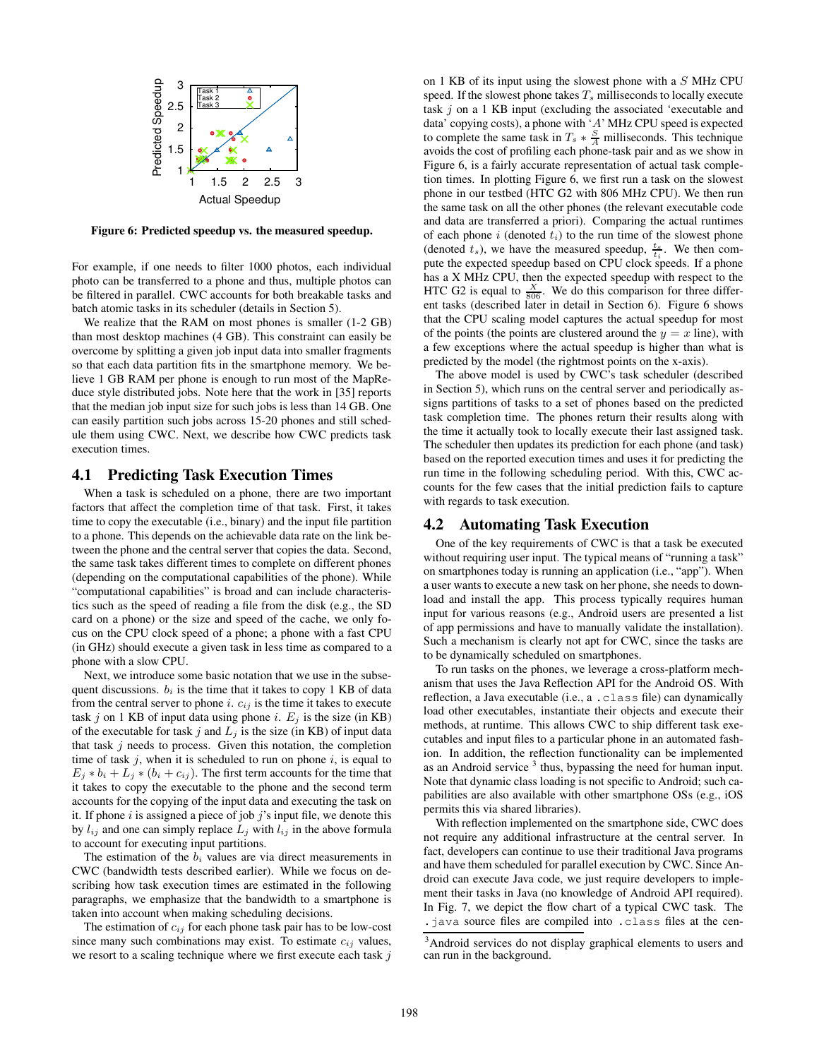Figure 6: Predicted speedup vs. the measured speedup.

For example, if one needs to filter 1000 photos, each individual photo can be transferred to a phone and thus, multiple photos can be filtered in parallel. CWC accounts for both breakable tasks and batch atomic tasks in its scheduler (details in Section 5).

We realize that the RAM on most phones is smaller (1-2 GB) than most desktop machines (4 GB). This constraint can easily be overcome by splitting a given job input data into smaller fragments so that each data partition fits in the smartphone memory. We believe 1 GB RAM per phone is enough to run most of the MapReduce style distributed jobs. Note here that the work in [35] reports that the median job input size for such jobs is less than 14 GB. One can easily partition such jobs across 15-20 phones and still schedule them using CWC. Next, we describe how CWC predicts task execution times.

## 4.1 Predicting Task Execution Times

When a task is scheduled on a phone, there are two important factors that affect the completion time of that task. First, it takes time to copy the executable (i.e., binary) and the input file partition to a phone. This depends on the achievable data rate on the link between the phone and the central server that copies the data. Second, the same task takes different times to complete on different phones (depending on the computational capabilities of the phone). While "computational capabilities" is broad and can include characteristics such as the speed of reading a file from the disk (e.g., the SD card on a phone) or the size and speed of the cache, we only focus on the CPU clock speed of a phone; a phone with a fast CPU (in GHz) should execute a given task in less time as compared to a phone with a slow CPU.

Next, we introduce some basic notation that we use in the subsequent discussions. $b_i$ is the time that it takes to copy 1 KB of data from the central server to phone $i$. $c_{ij}$ is the time it takes to execute task $j$ on 1 KB of input data using phone $i$. $E_j$ is the size (in KB) of the executable for task $j$ and $L_j$ is the size (in KB) of input data that task $j$ needs to process. Given this notation, the completion time of task $j$, when it is scheduled to run on phone $i$, is equal to $E_j * b_i + L_j * (b_i + c_{ij})$. The first term accounts for the time that it takes to copy the executable to the phone and the second term accounts for the copying of the input data and executing the task on it. If phone $i$ is assigned a piece of job $j$'s input file, we denote this by $l_{ij}$ and one can simply replace $L_j$ with $l_{ij}$ in the above formula to account for executing input partitions.

The estimation of the $b_i$ values are via direct measurements in CWC (bandwidth tests described earlier). While we focus on describing how task execution times are estimated in the following paragraphs, we emphasize that the bandwidth to a smartphone is taken into account when making scheduling decisions.

The estimation of $c_{ij}$ for each phone task pair has to be low-cost since many such combinations may exist. To estimate $c_{ij}$ values, we resort to a scaling technique where we first execute each task $j$ on 1 KB of its input using the slowest phone with a $S$ MHz CPU speed. If the slowest phone takes $T_s$ milliseconds to locally execute task $j$ on a 1 KB input (excluding the associated 'executable and data' copying costs), a phone with '$A$' MHz CPU speed is expected to complete the same task in $T_s * \frac{S}{A}$ milliseconds. This technique avoids the cost of profiling each phone-task pair and as we show in Figure 6, is a fairly accurate representation of actual task completion times. In plotting Figure 6, we first run a task on the slowest phone in our testbed (HTC G2 with 806 MHz CPU). We then run the same task on all the other phones (the relevant executable code and data are transferred a priori). Comparing the actual runtimes of each phone $i$ (denoted $t_i$) to the run time of the slowest phone (denoted $t_s$), we have the measured speedup, $\frac{t_s}{t_i}$. We then compute the expected speedup based on CPU clock speeds. If a phone has a X MHz CPU, then the expected speedup with respect to the HTC G2 is equal to $\frac{X}{806}$. We do this comparison for three different tasks (described later in detail in Section 6). Figure 6 shows that the CPU scaling model captures the actual speedup for most of the points (the points are clustered around the $y = x$ line), with a few exceptions where the actual speedup is higher than what is predicted by the model (the rightmost points on the x-axis).

The above model is used by CWC's task scheduler (described in Section 5), which runs on the central server and periodically assigns partitions of tasks to a set of phones based on the predicted task completion time. The phones return their results along with the time it actually took to locally execute their last assigned task. The scheduler then updates its prediction for each phone (and task) based on the reported execution times and uses it for predicting the run time in the following scheduling period. With this, CWC accounts for the few cases that the initial prediction fails to capture with regards to task execution.

## 4.2 Automating Task Execution

One of the key requirements of CWC is that a task be executed without requiring user input. The typical means of "running a task" on smartphones today is running an application (i.e., "app"). When a user wants to execute a new task on her phone, she needs to download and install the app. This process typically requires human input for various reasons (e.g., Android users are presented a list of app permissions and have to manually validate the installation). Such a mechanism is clearly not apt for CWC, since the tasks are to be dynamically scheduled on smartphones.

To run tasks on the phones, we leverage a cross-platform mechanism that uses the Java Reflection API for the Android OS. With reflection, a Java executable (i.e., a `.class` file) can dynamically load other executables, instantiate their objects and execute their methods, at runtime. This allows CWC to ship different task executables and input files to a particular phone in an automated fashion. In addition, the reflection functionality can be implemented as an Android service [3] thus, bypassing the need for human input. Note that dynamic class loading is not specific to Android; such capabilities are also available with other smartphone OSs (e.g., iOS permits this via shared libraries).

With reflection implemented on the smartphone side, CWC does not require any additional infrastructure at the central server. In fact, developers can continue to use their traditional Java programs and have them scheduled for parallel execution by CWC. Since Android can execute Java code, we just require developers to implement their tasks in Java (no knowledge of Android API required). In Fig. 7, we depict the flow chart of a typical CWC task. The `.java` source files are compiled into `.class` files at the cen-

[3] Android services do not display graphical elements to users and can run in the background.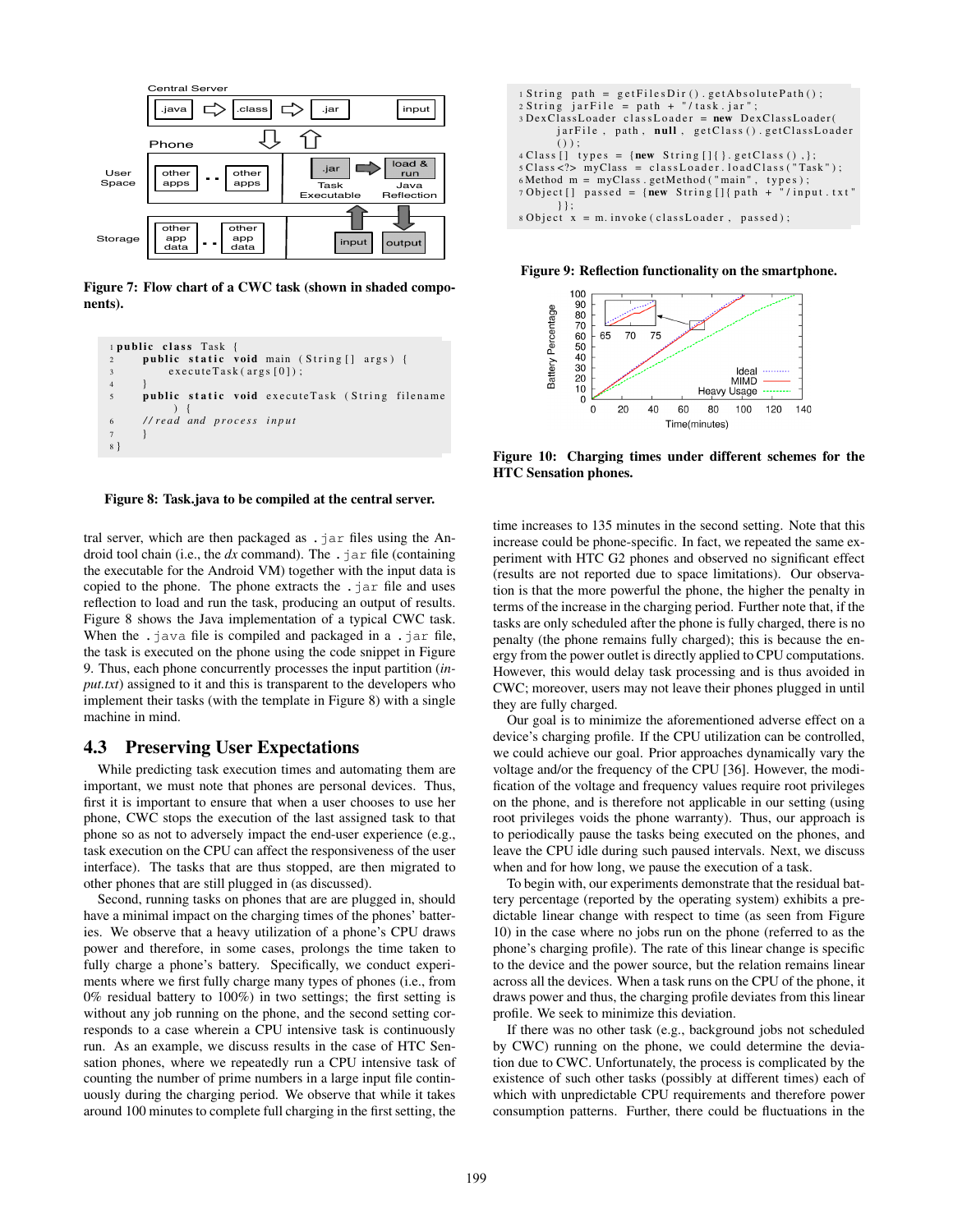Figure 7: Flow chart of a CWC task (shown in shaded components).

```java
public class Task {
    public static void main (String[] args) {
        executeTask(args[0]);
    }
    public static void executeTask (String filename
        ) {
    //read and process input
    }
}
```

Figure 8: Task.java to be compiled at the central server.

tral server, which are then packaged as `.jar` files using the Android tool chain (i.e., the *dx* command). The `.jar` file (containing the executable for the Android VM) together with the input data is copied to the phone. The phone extracts the `.jar` file and uses reflection to load and run the task, producing an output of results. Figure 8 shows the Java implementation of a typical CWC task. When the `.java` file is compiled and packaged in a `.jar` file, the task is executed on the phone using the code snippet in Figure 9. Thus, each phone concurrently processes the input partition (*input.txt*) assigned to it and this is transparent to the developers who implement their tasks (with the template in Figure 8) with a single machine in mind.

## 4.3 Preserving User Expectations

While predicting task execution times and automating them are important, we must note that phones are personal devices. Thus, first it is important to ensure that when a user chooses to use her phone, CWC stops the execution of the last assigned task to that phone so as not to adversely impact the end-user experience (e.g., task execution on the CPU can affect the responsiveness of the user interface). The tasks that are thus stopped, are then migrated to other phones that are still plugged in (as discussed).

Second, running tasks on phones that are plugged in, should have a minimal impact on the charging times of the phones' batteries. We observe that a heavy utilization of a phone's CPU draws power and therefore, in some cases, prolongs the time taken to fully charge a phone's battery. Specifically, we conduct experiments where we first fully charge many types of phones (i.e., from 0% residual battery to 100%) in two settings; the first setting is without any job running on the phone, and the second setting corresponds to a case wherein a CPU intensive task is continuously run. As an example, we discuss results in the case of HTC Sensation phones, where we repeatedly run a CPU intensive task of counting the number of prime numbers in a large input file continuously during the charging period. We observe that while it takes around 100 minutes to complete full charging in the first setting, the

```java
String path = getFilesDir().getAbsolutePath();
String jarFile = path + "/task.jar";
DexClassLoader classLoader = new DexClassLoader(
        jarFile, path, null, getClass().getClassLoader
        ());
Class[] types = {new String[]{}.getClass(),};
Class<?> myClass = classLoader.loadClass("Task");
Method m = myClass.getMethod("main", types);
Object[] passed = {new String[]{path + "/input.txt"
        }};
Object x = m.invoke(classLoader, passed);
```

Figure 9: Reflection functionality on the smartphone.

Figure 10: Charging times under different schemes for the HTC Sensation phones.

time increases to 135 minutes in the second setting. Note that this increase could be phone-specific. In fact, we repeated the same experiment with HTC G2 phones and observed no significant effect (results are not reported due to space limitations). Our observation is that the more powerful the phone, the higher the penalty in terms of the increase in the charging period. Further note that, if the tasks are only scheduled after the phone is fully charged, there is no penalty (the phone remains fully charged); this is because the energy from the power outlet is directly applied to CPU computations. However, this would delay task processing and is thus avoided in CWC; moreover, users may not leave their phones plugged in until they are fully charged.

Our goal is to minimize the aforementioned adverse effect on a device's charging profile. If the CPU utilization can be controlled, we could achieve our goal. Prior approaches dynamically vary the voltage and/or the frequency of the CPU [36]. However, the modification of the voltage and frequency values require root privileges on the phone, and is therefore not applicable in our setting (using root privileges voids the phone warranty). Thus, our approach is to periodically pause the tasks being executed on the phones, and leave the CPU idle during such paused intervals. Next, we discuss when and for how long, we pause the execution of a task.

To begin with, our experiments demonstrate that the residual battery percentage (reported by the operating system) exhibits a predictable linear change with respect to time (as seen from Figure 10) in the case where no jobs run on the phone (referred to as the phone's charging profile). The rate of this linear change is specific to the device and the power source, but the relation remains linear across all the devices. When a task runs on the CPU of the phone, it draws power and thus, the charging profile deviates from this linear profile. We seek to minimize this deviation.

If there was no other task (e.g., background jobs not scheduled by CWC) running on the phone, we could determine the deviation due to CWC. Unfortunately, the process is complicated by the existence of such other tasks (possibly at different times) each of which with unpredictable CPU requirements and therefore power consumption patterns. Further, there could be fluctuations in the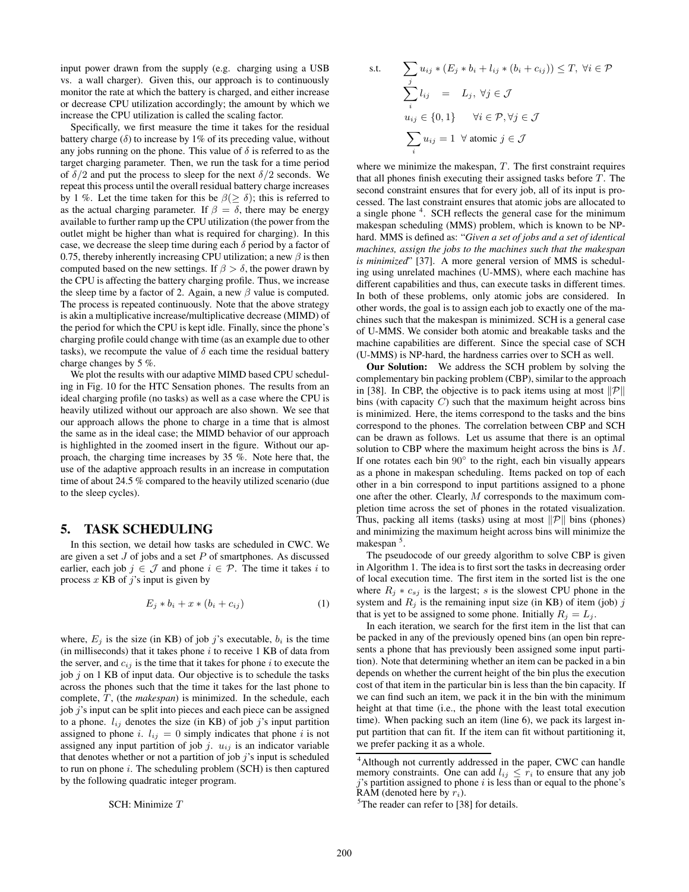input power drawn from the supply (e.g. charging using a USB vs. a wall charger). Given this, our approach is to continuously monitor the rate at which the battery is charged, and either increase or decrease CPU utilization accordingly; the amount by which we increase the CPU utilization is called the scaling factor.

Specifically, we first measure the time it takes for the residual battery charge ($\delta$) to increase by 1% of its preceding value, without any jobs running on the phone. This value of $\delta$ is referred to as the target charging parameter. Then, we run the task for a time period of $\delta/2$ and put the process to sleep for the next $\delta/2$ seconds. We repeat this process until the overall residual battery charge increases by 1 %. Let the time taken for this be $\beta(\geq \delta)$; this is referred to as the actual charging parameter. If $\beta = \delta$, there may be energy available to further ramp up the CPU utilization (the power from the outlet might be higher than what is required for charging). In this case, we decrease the sleep time during each $\delta$ period by a factor of 0.75, thereby inherently increasing CPU utilization; a new $\beta$ is then computed based on the new settings. If $\beta > \delta$, the power drawn by the CPU is affecting the battery charging profile. Thus, we increase the sleep time by a factor of 2. Again, a new $\beta$ value is computed. The process is repeated continuously. Note that the above strategy is akin a multiplicative increase/multiplicative decrease (MIMD) of the period for which the CPU is kept idle. Finally, since the phone's charging profile could change with time (as an example due to other tasks), we recompute the value of $\delta$ each time the residual battery charge changes by 5 %.

We plot the results with our adaptive MIMD based CPU scheduling in Fig. 10 for the HTC Sensation phones. The results from an ideal charging profile (no tasks) as well as a case where the CPU is heavily utilized without our approach are also shown. We see that our approach allows the phone to charge in a time that is almost the same as in the ideal case; the MIMD behavior of our approach is highlighted in the zoomed insert in the figure. Without our approach, the charging time increases by 35 %. Note here that, the use of the adaptive approach results in an increase in computation time of about 24.5 % compared to the heavily utilized scenario (due to the sleep cycles).

## 5. TASK SCHEDULING

In this section, we detail how tasks are scheduled in CWC. We are given a set $J$ of jobs and a set $P$ of smartphones. As discussed earlier, each job $j \in \mathcal{J}$ and phone $i \in \mathcal{P}$. The time it takes $i$ to process $x$ KB of $j$'s input is given by

$$E_j * b_i + x * (b_i + c_{ij}) \quad (1)$$

where, $E_j$ is the size (in KB) of job $j$'s executable, $b_i$ is the time (in milliseconds) that it takes phone $i$ to receive 1 KB of data from the server, and $c_{ij}$ is the time that it takes for phone $i$ to execute the job $j$ on 1 KB of input data. Our objective is to schedule the tasks across the phones such that the time it takes for the last phone to complete, $T$, (the *makespan*) is minimized. In the schedule, each job $j$'s input can be split into pieces and each piece can be assigned to a phone. $l_{ij}$ denotes the size (in KB) of job $j$'s input partition assigned to phone $i$. $l_{ij} = 0$ simply indicates that phone $i$ is not assigned any input partition of job $j$. $u_{ij}$ is an indicator variable that denotes whether or not a partition of job $j$'s input is scheduled to run on phone $i$. The scheduling problem (SCH) is then captured by the following quadratic integer program.

SCH: Minimize $T$

$$\text{s.t.} \quad \sum_j u_{ij} * (E_j * b_i + l_{ij} * (b_i + c_{ij})) \leq T, \ \forall i \in \mathcal{P}$$

$$\sum_i l_{ij} = L_j, \ \forall j \in \mathcal{J}$$

$$u_{ij} \in \{0, 1\} \quad \forall i \in \mathcal{P}, \forall j \in \mathcal{J}$$

$$\sum_i u_{ij} = 1 \ \forall \text{ atomic } j \in \mathcal{J}$$

where we minimize the makespan, $T$. The first constraint requires that all phones finish executing their assigned tasks before $T$. The second constraint ensures that for every job, all of its input is processed. The last constraint ensures that atomic jobs are allocated to a single phone [4]. SCH reflects the general case for the minimum makespan scheduling (MMS) problem, which is known to be NP-hard. MMS is defined as: "*Given a set of jobs and a set of identical machines, assign the jobs to the machines such that the makespan is minimized*" [37]. A more general version of MMS is scheduling using unrelated machines (U-MMS), where each machine has different capabilities and thus, can execute tasks in different times. In both of these problems, only atomic jobs are considered. In other words, the goal is to assign each job to exactly one of the machines such that the makespan is minimized. SCH is a general case of U-MMS. We consider both atomic and breakable tasks and the machine capabilities are different. Since the special case of SCH (U-MMS) is NP-hard, the hardness carries over to SCH as well.

**Our Solution:** We address the SCH problem by solving the complementary bin packing problem (CBP), similar to the approach in [38]. In CBP, the objective is to pack items using at most $\|\mathcal{P}\|$ bins (with capacity $C$) such that the maximum height across bins is minimized. Here, the items correspond to the tasks and the bins correspond to the phones. The correlation between CBP and SCH can be drawn as follows. Let us assume that there is an optimal solution to CBP where the maximum height across the bins is $M$. If one rotates each bin $90^\circ$ to the right, each bin visually appears as a phone in makespan scheduling. Items packed on top of each other in a bin correspond to input partitions assigned to a phone one after the other. Clearly, $M$ corresponds to the maximum completion time across the set of phones in the rotated visualization. Thus, packing all items (tasks) using at most $\|\mathcal{P}\|$ bins (phones) and minimizing the maximum height across bins will minimize the makespan [5].

The pseudocode of our greedy algorithm to solve CBP is given in Algorithm 1. The idea is to first sort the tasks in decreasing order of local execution time. The first item in the sorted list is the one where $R_j * c_{sj}$ is the largest; $s$ is the slowest CPU phone in the system and $R_j$ is the remaining input size (in KB) of item (job) $j$ that is yet to be assigned to some phone. Initially $R_j = L_j$.

In each iteration, we search for the first item in the list that can be packed in any of the previously opened bins (an open bin represents a phone that has previously been assigned some input partition). Note that determining whether an item can be packed in a bin depends on whether the current height of the bin plus the execution cost of that item in the particular bin is less than the bin capacity. If we can find such an item, we pack it in the bin with the minimum height at that time (i.e., the phone with the least total execution time). When packing such an item (line 6), we pack its largest input partition that can fit. If the item can fit without partitioning it, we prefer packing it as a whole.

---

[4] Although not currently addressed in the paper, CWC can handle memory constraints. One can add $l_{ij} \leq r_i$ to ensure that any job $j$'s partition assigned to phone $i$ is less than or equal to the phone's RAM (denoted here by $r_i$).

[5] The reader can refer to [38] for details.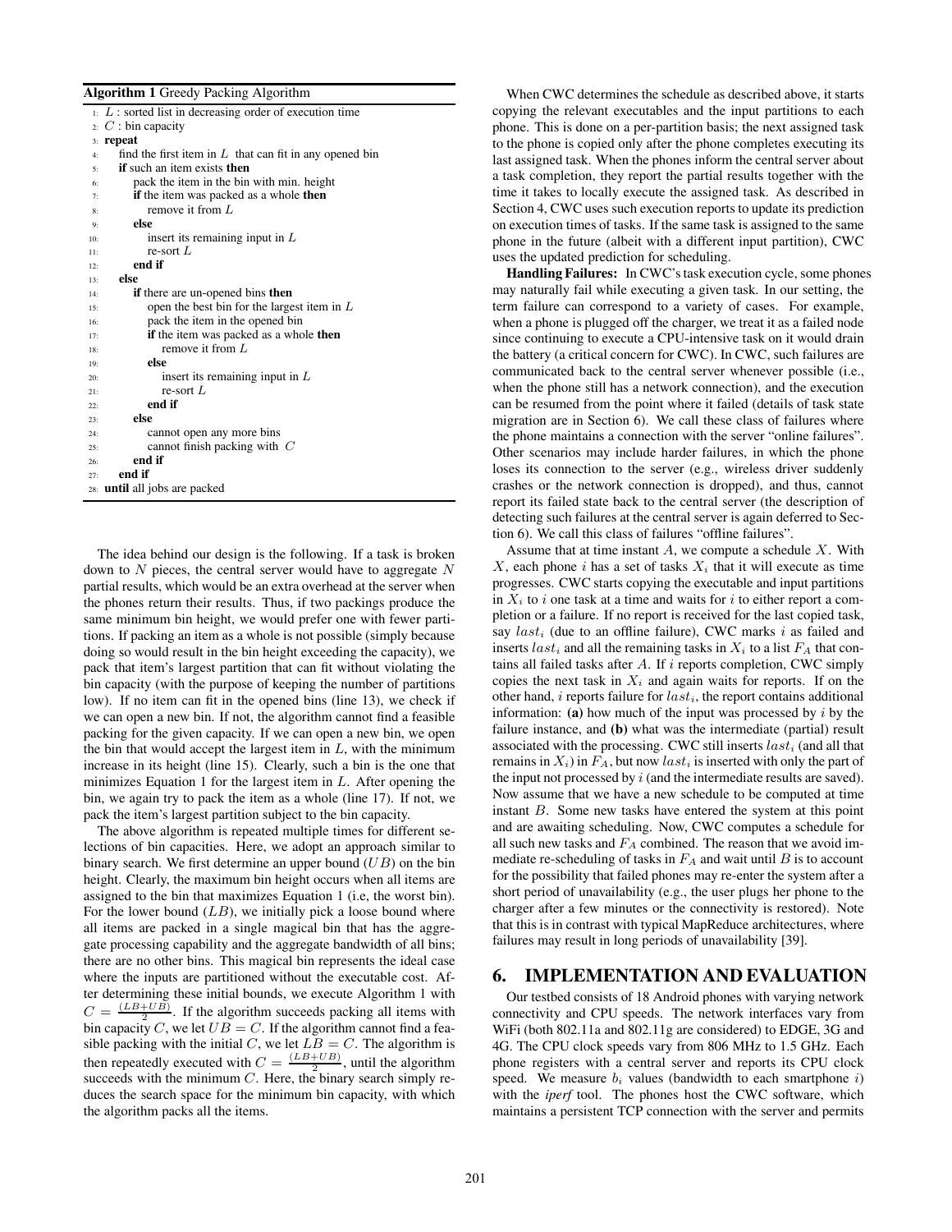**Algorithm 1** Greedy Packing Algorithm

```
1:  L : sorted list in decreasing order of execution time
2:  C : bin capacity
3:  repeat
4:    find the first item in L that can fit in any opened bin
5:    if such an item exists then
6:      pack the item in the bin with min. height
7:      if the item was packed as a whole then
8:        remove it from L
9:      else
10:       insert its remaining input in L
11:       re-sort L
12:     end if
13:   else
14:     if there are un-opened bins then
15:       open the best bin for the largest item in L
16:       pack the item in the opened bin
17:       if the item was packed as a whole then
18:         remove it from L
19:       else
20:         insert its remaining input in L
21:         re-sort L
22:       end if
23:     else
24:       cannot open any more bins
25:       cannot finish packing with C
26:     end if
27:   end if
28: until all jobs are packed
```

The idea behind our design is the following. If a task is broken down to $N$ pieces, the central server would have to aggregate $N$ partial results, which would be an extra overhead at the server when the phones return their results. Thus, if two packings produce the same minimum bin height, we would prefer one with fewer partitions. If packing an item as a whole is not possible (simply because doing so would result in the bin height exceeding the capacity), we pack that item's largest partition that can fit without violating the bin capacity (with the purpose of keeping the number of partitions low). If no item can fit in the opened bins (line 13), we check if we can open a new bin. If not, the algorithm cannot find a feasible packing for the given capacity. If we can open a new bin, we open the bin that would accept the largest item in $L$, with the minimum increase in its height (line 15). Clearly, such a bin is the one that minimizes Equation 1 for the largest item in $L$. After opening the bin, we again try to pack the item as a whole (line 17). If not, we pack the item's largest partition subject to the bin capacity.

The above algorithm is repeated multiple times for different selections of bin capacities. Here, we adopt an approach similar to binary search. We first determine an upper bound ($UB$) on the bin height. Clearly, the maximum bin height occurs when all items are assigned to the bin that maximizes Equation 1 (i.e, the worst bin). For the lower bound ($LB$), we initially pick a loose bound where all items are packed in a single magical bin that has the aggregate processing capability and the aggregate bandwidth of all bins; there are no other bins. This magical bin represents the ideal case where the inputs are partitioned without the executable cost. After determining these initial bounds, we execute Algorithm 1 with $C = \frac{(LB+UB)}{2}$. If the algorithm succeeds packing all items with bin capacity $C$, we let $UB = C$. If the algorithm cannot find a feasible packing with the initial $C$, we let $LB = C$. The algorithm is then repeatedly executed with $C = \frac{(LB+UB)}{2}$, until the algorithm succeeds with the minimum $C$. Here, the binary search simply reduces the search space for the minimum bin capacity, with which the algorithm packs all the items.

When CWC determines the schedule as described above, it starts copying the relevant executables and the input partitions to each phone. This is done on a per-partition basis; the next assigned task to the phone is copied only after the phone completes executing its last assigned task. When the phones inform the central server about a task completion, they report the partial results together with the time it takes to locally execute the assigned task. As described in Section 4, CWC uses such execution reports to update its prediction on execution times of tasks. If the same task is assigned to the same phone in the future (albeit with a different input partition), CWC uses the updated prediction for scheduling.

**Handling Failures:** In CWC's task execution cycle, some phones may naturally fail while executing a given task. In our setting, the term failure can correspond to a variety of cases. For example, when a phone is plugged off the charger, we treat it as a failed node since continuing to execute a CPU-intensive task on it would drain the battery (a critical concern for CWC). In CWC, such failures are communicated back to the central server whenever possible (i.e., when the phone still has a network connection), and the execution can be resumed from the point where it failed (details of task state migration are in Section 6). We call these class of failures where the phone maintains a connection with the server "online failures". Other scenarios may include harder failures, in which the phone loses its connection to the server (e.g., wireless driver suddenly crashes or the network connection is dropped), and thus, cannot report its failed state back to the central server (the description of detecting such failures at the central server is again deferred to Section 6). We call this class of failures "offline failures".

Assume that at time instant $A$, we compute a schedule $X$. With $X$, each phone $i$ has a set of tasks $X_i$ that it will execute as time progresses. CWC starts copying the executable and input partitions in $X_i$ to $i$ one task at a time and waits for $i$ to either report a completion or a failure. If no report is received for the last copied task, say $last_i$ (due to an offline failure), CWC marks $i$ as failed and inserts $last_i$ and all the remaining tasks in $X_i$ to a list $F_A$ that contains all failed tasks after $A$. If $i$ reports completion, CWC simply copies the next task in $X_i$ and again waits for reports. If on the other hand, $i$ reports failure for $last_i$, the report contains additional information: **(a)** how much of the input was processed by $i$ by the failure instance, and **(b)** what was the intermediate (partial) result associated with the processing. CWC still inserts $last_i$ (and all that remains in $X_i$) in $F_A$, but now $last_i$ is inserted with only the part of the input not processed by $i$ (and the intermediate results are saved). Now assume that we have a new schedule to be computed at time instant $B$. Some new tasks have entered the system at this point and are awaiting scheduling. Now, CWC computes a schedule for all such new tasks and $F_A$ combined. The reason that we avoid immediate re-scheduling of tasks in $F_A$ and wait until $B$ is to account for the possibility that failed phones may re-enter the system after a short period of unavailability (e.g., the user plugs her phone to the charger after a few minutes or the connectivity is restored). Note that this is in contrast with typical MapReduce architectures, where failures may result in long periods of unavailability [39].

## 6. IMPLEMENTATION AND EVALUATION

Our testbed consists of 18 Android phones with varying network connectivity and CPU speeds. The network interfaces vary from WiFi (both 802.11a and 802.11g are considered) to EDGE, 3G and 4G. The CPU clock speeds vary from 806 MHz to 1.5 GHz. Each phone registers with a central server and reports its CPU clock speed. We measure $b_i$ values (bandwidth to each smartphone $i$) with the *iperf* tool. The phones host the CWC software, which maintains a persistent TCP connection with the server and permits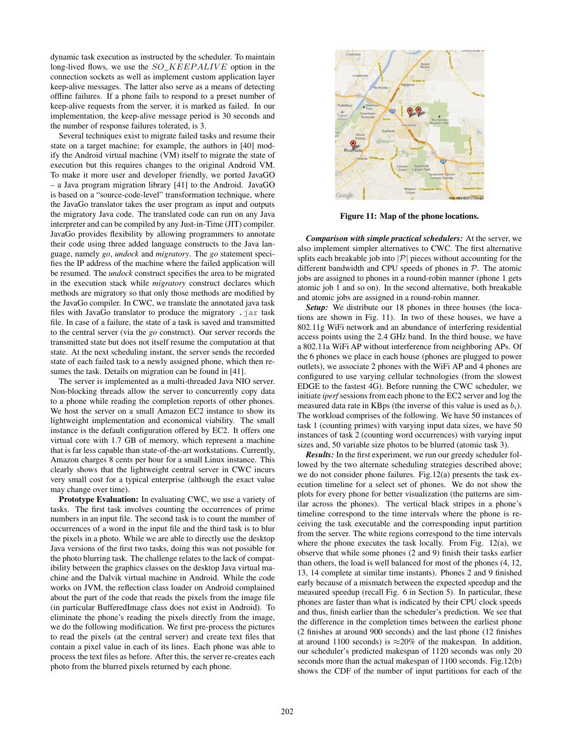dynamic task execution as instructed by the scheduler. To maintain long-lived flows, we use the $SO\_KEEPALIVE$ option in the connection sockets as well as implement custom application layer keep-alive messages. The latter also serve as a means of detecting offline failures. If a phone fails to respond to a preset number of keep-alive requests from the server, it is marked as failed. In our implementation, the keep-alive message period is 30 seconds and the number of response failures tolerated, is 3.

Several techniques exist to migrate failed tasks and resume their state on a target machine; for example, the authors in [40] modify the Android virtual machine (VM) itself to migrate the state of execution but this requires changes to the original Android VM. To make it more user and developer friendly, we ported JavaGO – a Java program migration library [41] to the Android. JavaGO is based on a "source-code-level" transformation technique, where the JavaGo translator takes the user program as input and outputs the migratory Java code. The translated code can run on any Java interpreter and can be compiled by any Just-in-Time (JIT) compiler. JavaGO provides flexibility by allowing programmers to annotate their code using three added language constructs to the Java language, namely *go*, *undock* and *migratory*. The *go* statement specifies the IP address of the machine where the failed application will be resumed. The *undock* construct specifies the area to be migrated in the execution stack while *migratory* construct declares which methods are migratory so that only those methods are modified by the JavaGO compiler. In CWC, we translate the annotated java task files with JavaGo translator to produce the migratory `.jar` task file. In case of a failure, the state of a task is saved and transmitted to the central server (via the *go* construct). Our server records the transmitted state but does not itself resume the computation at that state. At the next scheduling instant, the server sends the recorded state of each failed task to a newly assigned phone, which then resumes the task. Details on migration can be found in [41].

The server is implemented as a multi-threaded Java NIO server. Non-blocking threads allow the server to concurrently copy data to a phone while reading the completion reports of other phones. We host the server on a small Amazon EC2 instance to show its lightweight implementation and economical viability. The small instance is the default configuration offered by EC2. It offers one virtual core with 1.7 GB of memory, which represent a machine that is far less capable than state-of-the-art workstations. Currently, Amazon charges 8 cents per hour for a small Linux instance. This clearly shows that the lightweight central server in CWC incurs very small cost for a typical enterprise (although the exact value may change over time).

**Prototype Evaluation:** In evaluating CWC, we use a variety of tasks. The first task involves counting the occurrences of prime numbers in an input file. The second task is to count the number of occurrences of a word in the input file and the third task is to blur the pixels in a photo. While we are able to directly use the desktop Java versions of the first two tasks, doing this was not possible for the photo blurring task. The challenge relates to the lack of compatibility between the graphics classes on the desktop Java virtual machine and the Dalvik virtual machine in Android. While the code works on JVM, the reflection class loader on Android complained about the part of the code that reads the pixels from the image file (in particular BufferedImage class does not exist in Android). To eliminate the phone's reading the pixels directly from the image, we do the following modification. We first pre-process the pictures to read the pixels (at the central server) and create text files that contain a pixel value in each of its lines. Each phone was able to process the text files as before. After this, the server re-creates each photo from the blurred pixels returned by each phone.

**Figure 11: Map of the phone locations.**

***Comparison with simple practical schedulers:*** At the server, we also implement simpler alternatives to CWC. The first alternative splits each breakable job into $|\mathcal{P}|$ pieces without accounting for the different bandwidth and CPU speeds of phones in $\mathcal{P}$. The atomic jobs are assigned to phones in a round-robin manner (phone 1 gets atomic job 1 and so on). In the second alternative, both breakable and atomic jobs are assigned in a round-robin manner.

***Setup:*** We distribute our 18 phones in three houses (the locations are shown in Fig. 11). In two of these houses, we have a 802.11g WiFi network and an abundance of interfering residential access points using the 2.4 GHz band. In the third house, we have a 802.11a WiFi AP without interference from neighboring APs. Of the 6 phones we place in each house (phones are plugged to power outlets), we associate 2 phones with the WiFi AP and 4 phones are configured to use varying cellular technologies (from the slowest EDGE to the fastest 4G). Before running the CWC scheduler, we initiate *iperf* sessions from each phone to the EC2 server and log the measured data rate in KBps (the inverse of this value is used as $b_i$). The workload comprises of the following. We have 50 instances of task 1 (counting primes) with varying input data sizes, we have 50 instances of task 2 (counting word occurrences) with varying input sizes and, 50 variable size photos to be blurred (atomic task 3).

***Results:*** In the first experiment, we run our greedy scheduler followed by the two alternate scheduling strategies described above; we do not consider phone failures. Fig.12(a) presents the task execution timeline for a select set of phones. We do not show the plots for every phone for better visualization (the patterns are similar across the phones). The vertical black stripes in a phone's timeline correspond to the time intervals where the phone is receiving the task executable and the corresponding input partition from the server. The white regions correspond to the time intervals where the phone executes the task locally. From Fig. 12(a), we observe that while some phones (2 and 9) finish their tasks earlier than others, the load is well balanced for most of the phones (4, 12, 13, 14 complete at similar time instants). Phones 2 and 9 finished early because of a mismatch between the expected speedup and the measured speedup (recall Fig. 6 in Section 5). In particular, these phones are faster than what is indicated by their CPU clock speeds and thus, finish earlier than the scheduler's prediction. We see that the difference in the completion times between the earliest phone (2 finishes at around 900 seconds) and the last phone (12 finishes at around 1100 seconds) is $\approx$20% of the makespan. In addition, our scheduler's predicted makespan of 1120 seconds was only 20 seconds more than the actual makespan of 1100 seconds. Fig.12(b) shows the CDF of the number of input partitions for each of the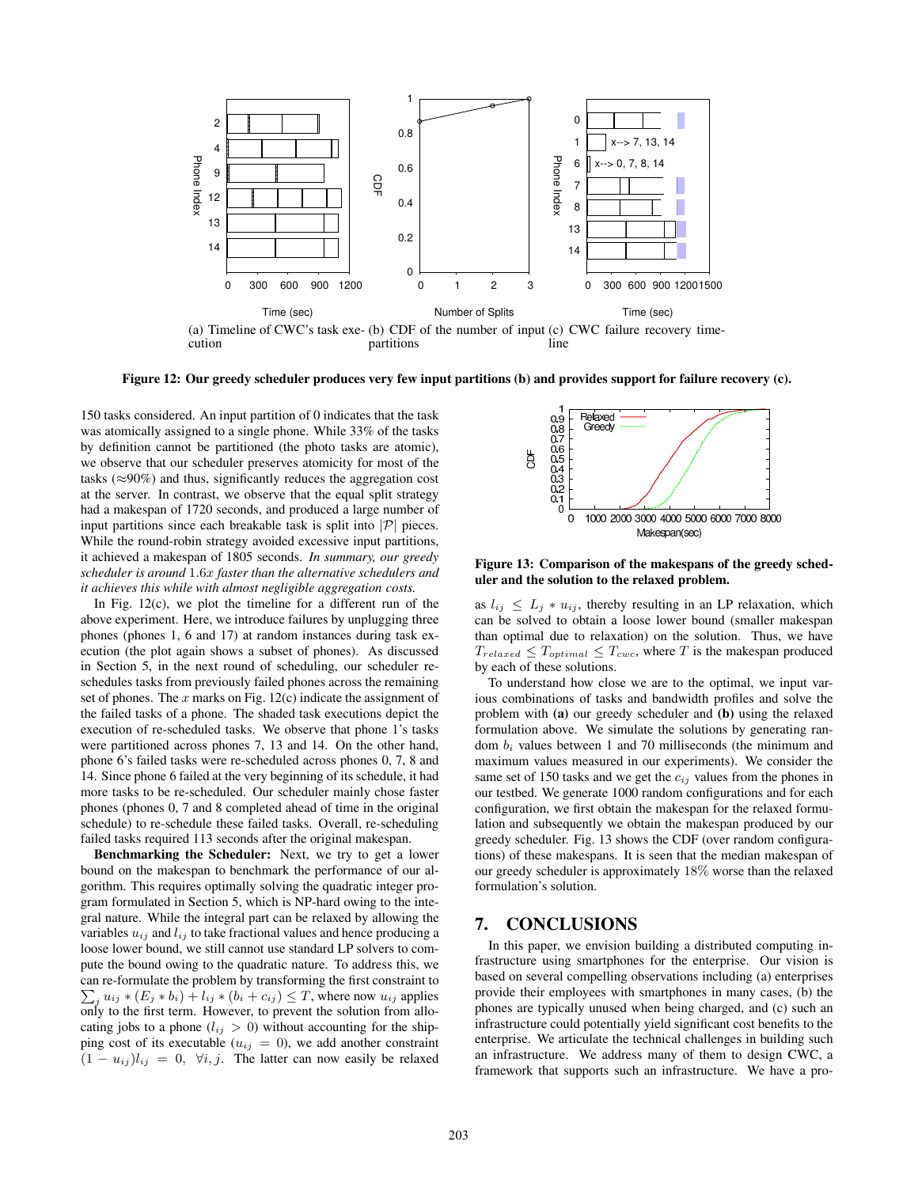(a) Timeline of CWC's task execution (b) CDF of the number of input partitions (c) CWC failure recovery timeline

**Figure 12: Our greedy scheduler produces very few input partitions (b) and provides support for failure recovery (c).**

150 tasks considered. An input partition of 0 indicates that the task was atomically assigned to a single phone. While 33% of the tasks by definition cannot be partitioned (the photo tasks are atomic), we observe that our scheduler preserves atomicity for most of the tasks (≈90%) and thus, significantly reduces the aggregation cost at the server. In contrast, we observe that the equal split strategy had a makespan of 1720 seconds, and produced a large number of input partitions since each breakable task is split into $|\mathcal{P}|$ pieces. While the round-robin strategy avoided excessive input partitions, it achieved a makespan of 1805 seconds. *In summary, our greedy scheduler is around* $1.6x$ *faster than the alternative schedulers and it achieves this while with almost negligible aggregation costs.*

In Fig. 12(c), we plot the timeline for a different run of the above experiment. Here, we introduce failures by unplugging three phones (phones 1, 6 and 17) at random instances during task execution (the plot again shows a subset of phones). As discussed in Section 5, in the next round of scheduling, our scheduler reschedules tasks from previously failed phones across the remaining set of phones. The $x$ marks on Fig. 12(c) indicate the assignment of the failed tasks of a phone. The shaded task executions depict the execution of re-scheduled tasks. We observe that phone 1's tasks were partitioned across phones 7, 13 and 14. On the other hand, phone 6's failed tasks were re-scheduled across phones 0, 7, 8 and 14. Since phone 6 failed at the very beginning of its schedule, it had more tasks to be re-scheduled. Our scheduler mainly chose faster phones (phones 0, 7 and 8 completed ahead of time in the original schedule) to re-schedule these failed tasks. Overall, re-scheduling failed tasks required 113 seconds after the original makespan.

**Benchmarking the Scheduler:** Next, we try to get a lower bound on the makespan to benchmark the performance of our algorithm. This requires optimally solving the quadratic integer program formulated in Section 5, which is NP-hard owing to the integral nature. While the integral part can be relaxed by allowing the variables $u_{ij}$ and $l_{ij}$ to take fractional values and hence producing a loose lower bound, we still cannot use standard LP solvers to compute the bound owing to the quadratic nature. To address this, we can re-formulate the problem by transforming the first constraint to $\sum_j u_{ij} * (E_j * b_i) + l_{ij} * (b_i + c_{ij}) \leq T$, where now $u_{ij}$ applies only to the first term. However, to prevent the solution from allocating jobs to a phone ($l_{ij} > 0$) without accounting for the shipping cost of its executable ($u_{ij} = 0$), we add another constraint $(1 - u_{ij})l_{ij} = 0, \;\; \forall i, j$. The latter can now easily be relaxed as $l_{ij} \leq L_j * u_{ij}$, thereby resulting in an LP relaxation, which can be solved to obtain a loose lower bound (smaller makespan than optimal due to relaxation) on the solution. Thus, we have $T_{relaxed} \leq T_{optimal} \leq T_{cwc}$, where $T$ is the makespan produced by each of these solutions.

**Figure 13: Comparison of the makespans of the greedy scheduler and the solution to the relaxed problem.**

To understand how close we are to the optimal, we input various combinations of tasks and bandwidth profiles and solve the problem with **(a)** our greedy scheduler and **(b)** using the relaxed formulation above. We simulate the solutions by generating random $b_i$ values between 1 and 70 milliseconds (the minimum and maximum values measured in our experiments). We consider the same set of 150 tasks and we get the $c_{ij}$ values from the phones in our testbed. We generate 1000 random configurations and for each configuration, we first obtain the makespan for the relaxed formulation and subsequently we obtain the makespan produced by our greedy scheduler. Fig. 13 shows the CDF (over random configurations) of these makespans. It is seen that the median makespan of our greedy scheduler is approximately 18% worse than the relaxed formulation's solution.

## 7. CONCLUSIONS

In this paper, we envision building a distributed computing infrastructure using smartphones for the enterprise. Our vision is based on several compelling observations including (a) enterprises provide their employees with smartphones in many cases, (b) the phones are typically unused when being charged, and (c) such an infrastructure could potentially yield significant cost benefits to the enterprise. We articulate the technical challenges in building such an infrastructure. We address many of them to design CWC, a framework that supports such an infrastructure. We have a pro-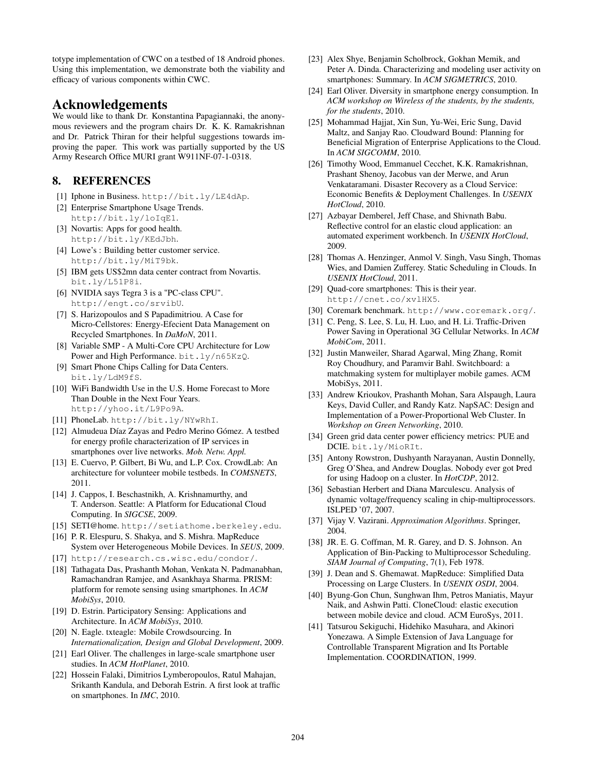totype implementation of CWC on a testbed of 18 Android phones. Using this implementation, we demonstrate both the viability and efficacy of various components within CWC.

# Acknowledgements

We would like to thank Dr. Konstantina Papagiannaki, the anonymous reviewers and the program chairs Dr. K. K. Ramakrishnan and Dr. Patrick Thiran for their helpful suggestions towards improving the paper. This work was partially supported by the US Army Research Office MURI grant W911NF-07-1-0318.

## 8. REFERENCES

[1] Iphone in Business. http://bit.ly/LE4dAp.

[2] Enterprise Smartphone Usage Trends. http://bit.ly/loIqE1.

[3] Novartis: Apps for good health. http://bit.ly/KEdJbh.

[4] Lowe's : Building better customer service. http://bit.ly/MiT9bk.

[5] IBM gets US$2mn data center contract from Novartis. bit.ly/L51P8i.

[6] NVIDIA says Tegra 3 is a "PC-class CPU". http://engt.co/srvibU.

[7] S. Harizopoulos and S Papadimitriou. A Case for Micro-Cellstores: Energy-Efecient Data Management on Recycled Smartphones. In *DaMoN*, 2011.

[8] Variable SMP - A Multi-Core CPU Architecture for Low Power and High Performance. bit.ly/n65KzQ.

[9] Smart Phone Chips Calling for Data Centers. bit.ly/LdM9fS.

[10] WiFi Bandwidth Use in the U.S. Home Forecast to More Than Double in the Next Four Years. http://yhoo.it/L9Po9A.

[11] PhoneLab. http://bit.ly/NYwRhI.

[12] Almudeua Díaz Zayas and Pedro Merino Gómez. A testbed for energy profile characterization of IP services in smartphones over live networks. *Mob. Netw. Appl.*

[13] E. Cuervo, P. Gilbert, Bi Wu, and L.P. Cox. CrowdLab: An architecture for volunteer mobile testbeds. In *COMSNETS*, 2011.

[14] J. Cappos, I. Beschastnikh, A. Krishnamurthy, and T. Anderson. Seattle: A Platform for Educational Cloud Computing. In *SIGCSE*, 2009.

[15] SETI@home. http://setiathome.berkeley.edu.

[16] P. R. Elespuru, S. Shakya, and S. Mishra. MapReduce System over Heterogeneous Mobile Devices. In *SEUS*, 2009.

[17] http://research.cs.wisc.edu/condor/.

[18] Tathagata Das, Prashanth Mohan, Venkata N. Padmanabhan, Ramachandran Ramjee, and Asankhaya Sharma. PRISM: platform for remote sensing using smartphones. In *ACM MobiSys*, 2010.

[19] D. Estrin. Participatory Sensing: Applications and Architecture. In *ACM MobiSys*, 2010.

[20] N. Eagle. txteagle: Mobile Crowdsourcing. In *Internationalization, Design and Global Development*, 2009.

[21] Earl Oliver. The challenges in large-scale smartphone user studies. In *ACM HotPlanet*, 2010.

[22] Hossein Falaki, Dimitrios Lymberopoulos, Ratul Mahajan, Srikanth Kandula, and Deborah Estrin. A first look at traffic on smartphones. In *IMC*, 2010.

[23] Alex Shye, Benjamin Scholbrock, Gokhan Memik, and Peter A. Dinda. Characterizing and modeling user activity on smartphones: Summary. In *ACM SIGMETRICS*, 2010.

[24] Earl Oliver. Diversity in smartphone energy consumption. In *ACM workshop on Wireless of the students, by the students, for the students*, 2010.

[25] Mohammad Hajjat, Xin Sun, Yu-Wei, Eric Sung, David Maltz, and Sanjay Rao. Cloudward Bound: Planning for Beneficial Migration of Enterprise Applications to the Cloud. In *ACM SIGCOMM*, 2010.

[26] Timothy Wood, Emmanuel Cecchet, K.K. Ramakrishnan, Prashant Shenoy, Jacobus van der Merwe, and Arun Venkataramani. Disaster Recovery as a Cloud Service: Economic Benefits & Deployment Challenges. In *USENIX HotCloud*, 2010.

[27] Azbayar Demberel, Jeff Chase, and Shivnath Babu. Reflective control for an elastic cloud application: an automated experiment workbench. In *USENIX HotCloud*, 2009.

[28] Thomas A. Henzinger, Anmol V. Singh, Vasu Singh, Thomas Wies, and Damien Zufferey. Static Scheduling in Clouds. In *USENIX HotCloud*, 2011.

[29] Quad-core smartphones: This is their year. http://cnet.co/xvlHX5.

[30] Coremark benchmark. http://www.coremark.org/.

[31] C. Peng, S. Lee, S. Lu, H. Luo, and H. Li. Traffic-Driven Power Saving in Operational 3G Cellular Networks. In *ACM MobiCom*, 2011.

[32] Justin Manweiler, Sharad Agarwal, Ming Zhang, Romit Roy Choudhury, and Paramvir Bahl. Switchboard: a matchmaking system for multiplayer mobile games. ACM MobiSys, 2011.

[33] Andrew Krioukov, Prashanth Mohan, Sara Alspaugh, Laura Keys, David Culler, and Randy Katz. NapSAC: Design and Implementation of a Power-Proportional Web Cluster. In *Workshop on Green Networking*, 2010.

[34] Green grid data center power efficiency metrics: PUE and DCIE. bit.ly/MioRIt.

[35] Antony Rowstron, Dushyanth Narayanan, Austin Donnelly, Greg O'Shea, and Andrew Douglas. Nobody ever got Þred for using Hadoop on a cluster. In *HotCDP*, 2012.

[36] Sebastian Herbert and Diana Marculescu. Analysis of dynamic voltage/frequency scaling in chip-multiprocessors. ISLPED '07, 2007.

[37] Vijay V. Vazirani. *Approximation Algorithms*. Springer, 2004.

[38] JR. E. G. Coffman, M. R. Garey, and D. S. Johnson. An Application of Bin-Packing to Multiprocessor Scheduling. *SIAM Journal of Computing*, 7(1), Feb 1978.

[39] J. Dean and S. Ghemawat. MapReduce: Simplified Data Processing on Large Clusters. In *USENIX OSDI*, 2004.

[40] Byung-Gon Chun, Sunghwan Ihm, Petros Maniatis, Mayur Naik, and Ashwin Patti. CloneCloud: elastic execution between mobile device and cloud. ACM EuroSys, 2011.

[41] Tatsurou Sekiguchi, Hidehiko Masuhara, and Akinori Yonezawa. A Simple Extension of Java Language for Controllable Transparent Migration and Its Portable Implementation. COORDINATION, 1999.